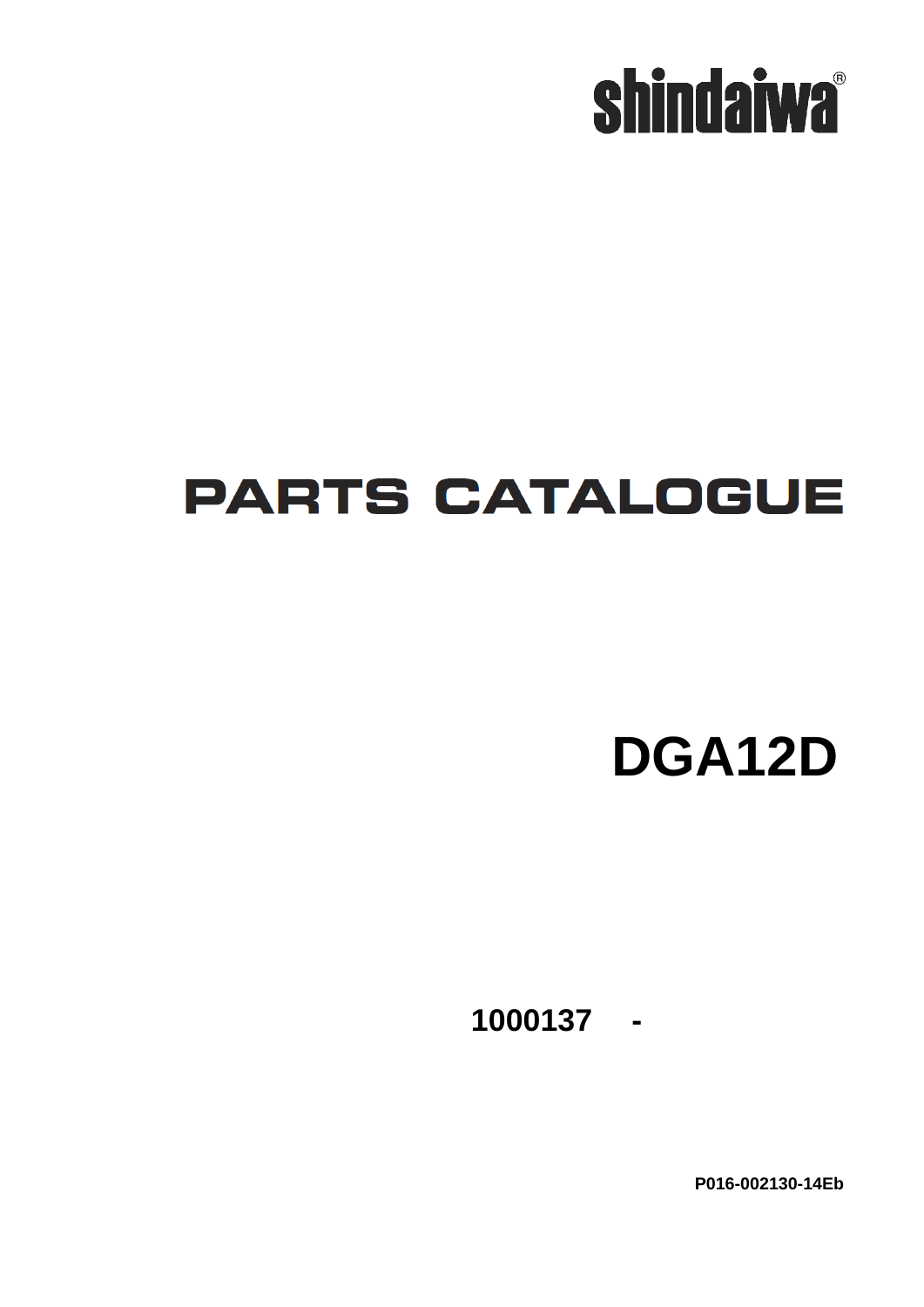shindaiwa®

# PARTS CATALOGUE

# DGA12D

**1000137 -**

**P016-002130-14Eb**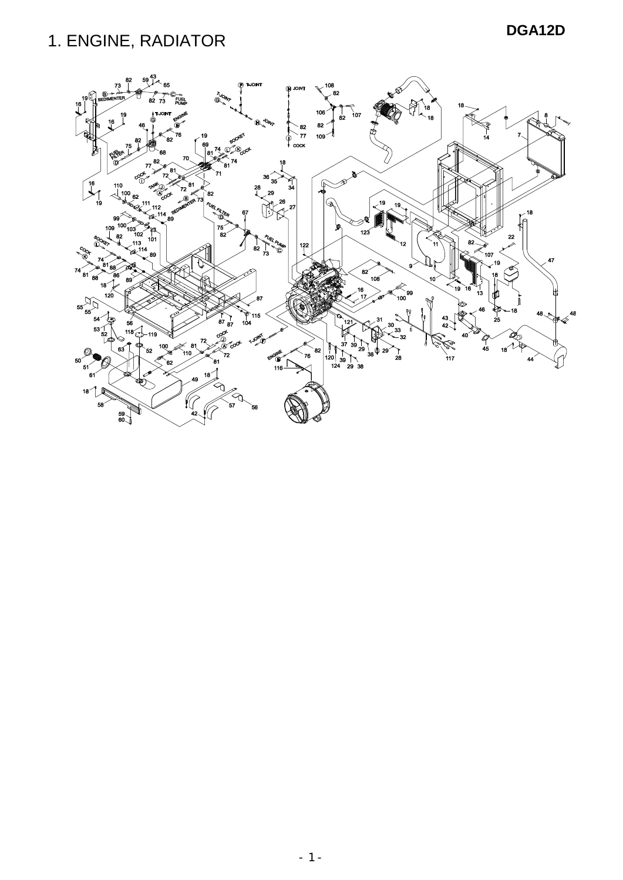# 1. ENGINE, RADIATOR

**DGA12D**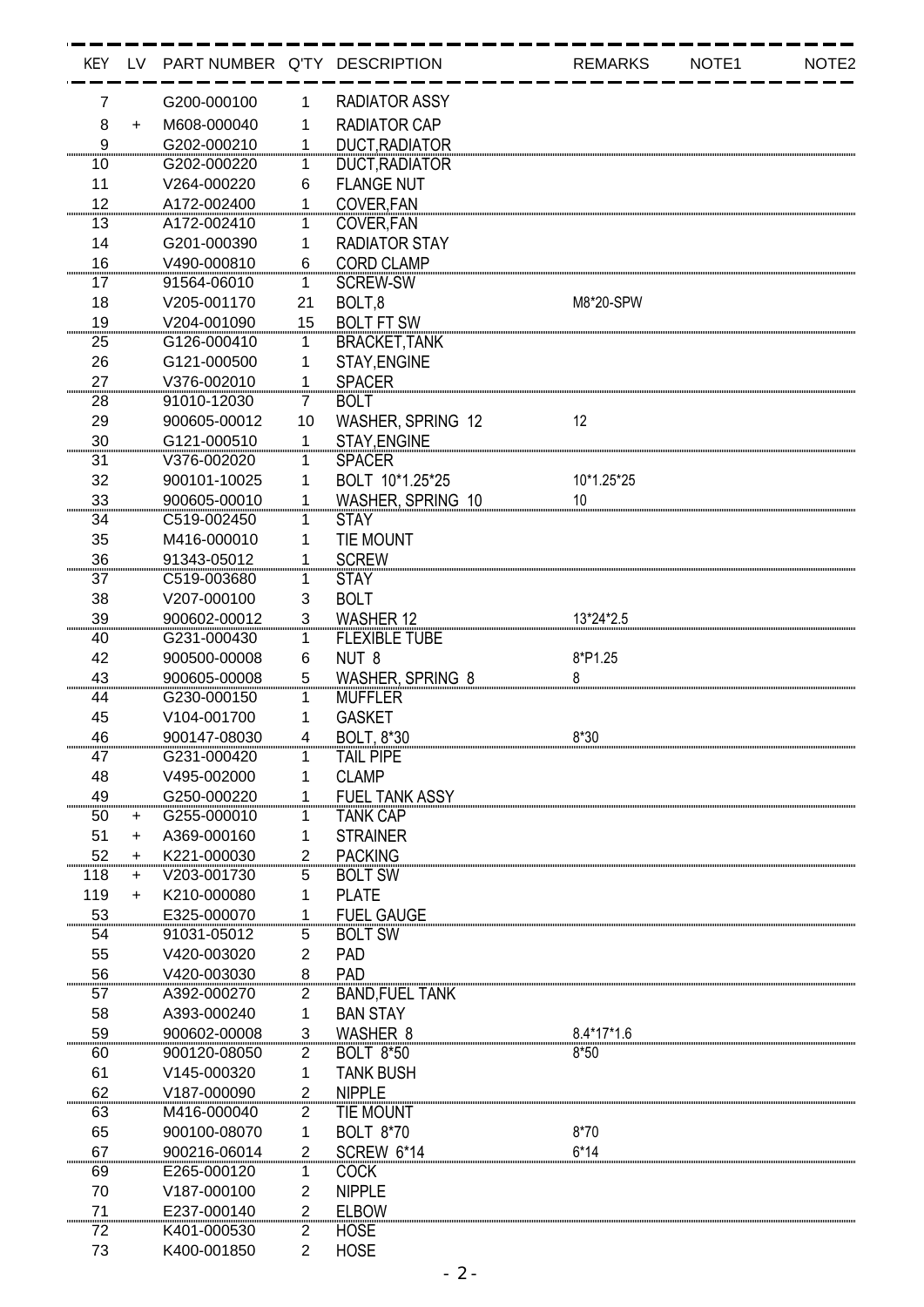| KEY | LV | PART NUMBER | Q'TY | DESCRIPTION | REMARKS | NOTE1 | NOTE2 |
|---|---|---|---|---|---|---|---|
| 7 | | G200-000100 | 1 | RADIATOR ASSY | | | |
| 8 | + | M608-000040 | 1 | RADIATOR CAP | | | |
| 9 | | G202-000210 | 1 | DUCT,RADIATOR | | | |
| 10 | | G202-000220 | 1 | DUCT,RADIATOR | | | |
| 11 | | V264-000220 | 6 | FLANGE NUT | | | |
| 12 | | A172-002400 | 1 | COVER,FAN | | | |
| 13 | | A172-002410 | 1 | COVER,FAN | | | |
| 14 | | G201-000390 | 1 | RADIATOR STAY | | | |
| 16 | | V490-000810 | 6 | CORD CLAMP | | | |
| 17 | | 91564-06010 | 1 | SCREW-SW | | | |
| 18 | | V205-001170 | 21 | BOLT,8 | M8*20-SPW | | |
| 19 | | V204-001090 | 15 | BOLT FT SW | | | |
| 25 | | G126-000410 | 1 | BRACKET,TANK | | | |
| 26 | | G121-000500 | 1 | STAY,ENGINE | | | |
| 27 | | V376-002010 | 1 | SPACER | | | |
| 28 | | 91010-12030 | 7 | BOLT | | | |
| 29 | | 900605-00012 | 10 | WASHER, SPRING 12 | 12 | | |
| 30 | | G121-000510 | 1 | STAY,ENGINE | | | |
| 31 | | V376-002020 | 1 | SPACER | | | |
| 32 | | 900101-10025 | 1 | BOLT 10*1.25*25 | 10*1.25*25 | | |
| 33 | | 900605-00010 | 1 | WASHER, SPRING 10 | 10 | | |
| 34 | | C519-002450 | 1 | STAY | | | |
| 35 | | M416-000010 | 1 | TIE MOUNT | | | |
| 36 | | 91343-05012 | 1 | SCREW | | | |
| 37 | | C519-003680 | 1 | STAY | | | |
| 38 | | V207-000100 | 3 | BOLT | | | |
| 39 | | 900602-00012 | 3 | WASHER 12 | 13*24*2.5 | | |
| 40 | | G231-000430 | 1 | FLEXIBLE TUBE | | | |
| 42 | | 900500-00008 | 6 | NUT 8 | 8*P1.25 | | |
| 43 | | 900605-00008 | 5 | WASHER, SPRING 8 | 8 | | |
| 44 | | G230-000150 | 1 | MUFFLER | | | |
| 45 | | V104-001700 | 1 | GASKET | | | |
| 46 | | 900147-08030 | 4 | BOLT, 8*30 | 8*30 | | |
| 47 | | G231-000420 | 1 | TAIL PIPE | | | |
| 48 | | V495-002000 | 1 | CLAMP | | | |
| 49 | | G250-000220 | 1 | FUEL TANK ASSY | | | |
| 50 | + | G255-000010 | 1 | TANK CAP | | | |
| 51 | + | A369-000160 | 1 | STRAINER | | | |
| 52 | + | K221-000030 | 2 | PACKING | | | |
| 118 | + | V203-001730 | 5 | BOLT SW | | | |
| 119 | + | K210-000080 | 1 | PLATE | | | |
| 53 | | E325-000070 | 1 | FUEL GAUGE | | | |
| 54 | | 91031-05012 | 5 | BOLT SW | | | |
| 55 | | V420-003020 | 2 | PAD | | | |
| 56 | | V420-003030 | 8 | PAD | | | |
| 57 | | A392-000270 | 2 | BAND,FUEL TANK | | | |
| 58 | | A393-000240 | 1 | BAN STAY | | | |
| 59 | | 900602-00008 | 3 | WASHER 8 | 8.4*17*1.6 | | |
| 60 | | 900120-08050 | 2 | BOLT 8*50 | 8*50 | | |
| 61 | | V145-000320 | 1 | TANK BUSH | | | |
| 62 | | V187-000090 | 2 | NIPPLE | | | |
| 63 | | M416-000040 | 2 | TIE MOUNT | | | |
| 65 | | 900100-08070 | 1 | BOLT 8*70 | 8*70 | | |
| 67 | | 900216-06014 | 2 | SCREW 6*14 | 6*14 | | |
| 69 | | E265-000120 | 1 | COCK | | | |
| 70 | | V187-000100 | 2 | NIPPLE | | | |
| 71 | | E237-000140 | 2 | ELBOW | | | |
| 72 | | K401-000530 | 2 | HOSE | | | |
| 73 | | K400-001850 | 2 | HOSE | | | |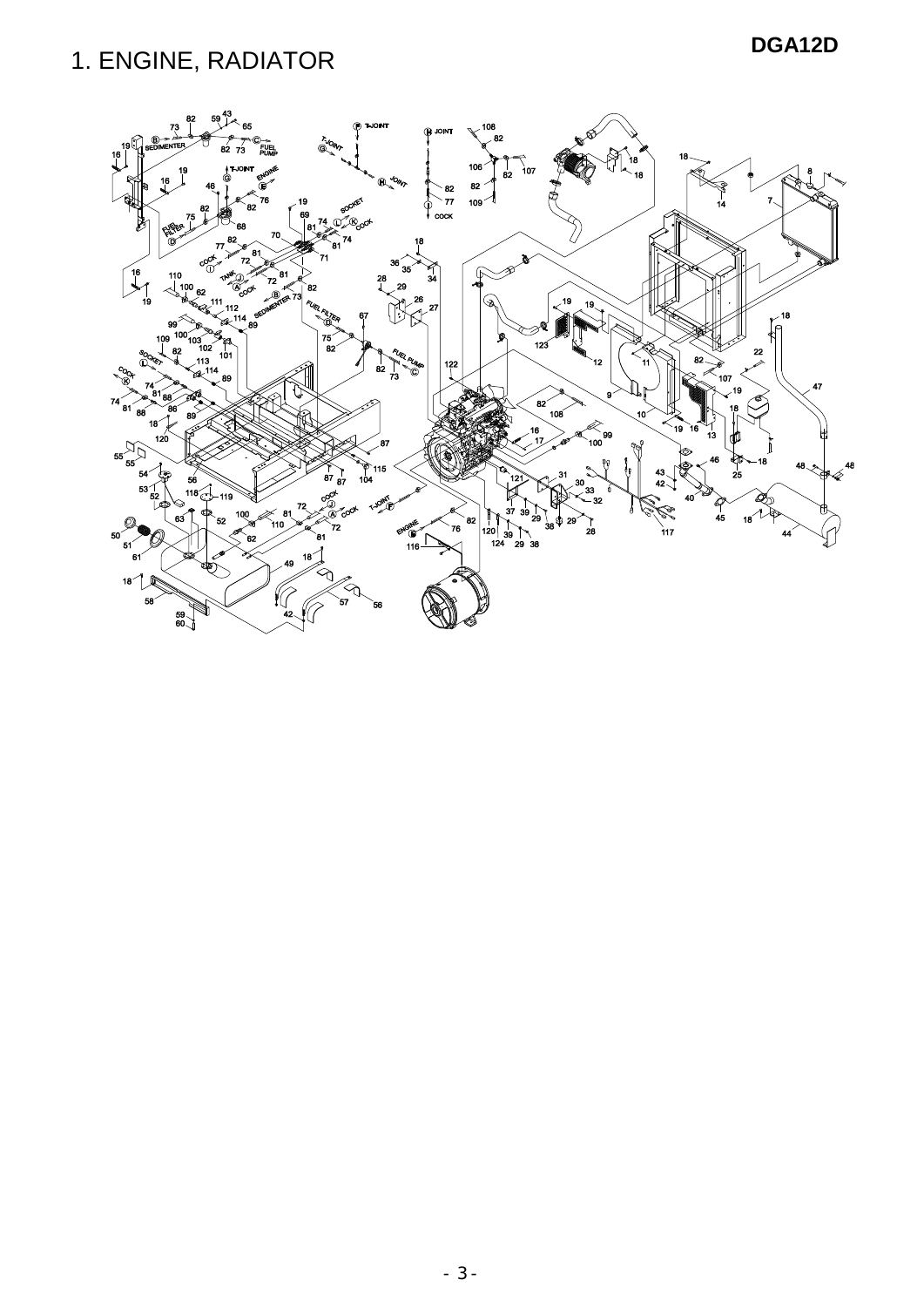# 1. ENGINE, RADIATOR

**DGA12D**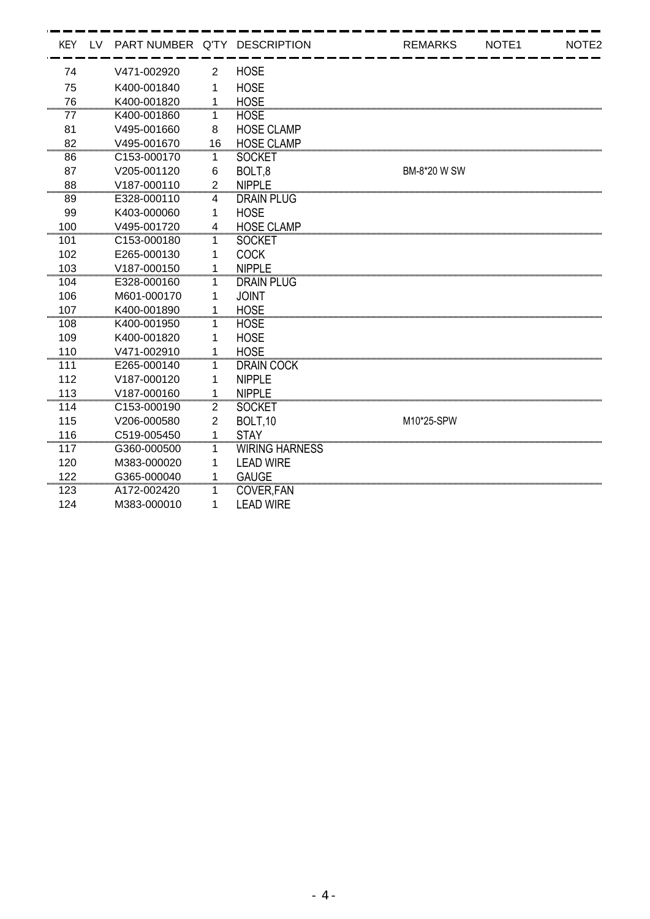| KEY | LV | PART NUMBER | Q'TY | DESCRIPTION | REMARKS | NOTE1 | NOTE2 |
|---|---|---|---|---|---|---|---|
| 74 | | V471-002920 | 2 | HOSE | | | |
| 75 | | K400-001840 | 1 | HOSE | | | |
| 76 | | K400-001820 | 1 | HOSE | | | |
| 77 | | K400-001860 | 1 | HOSE | | | |
| 81 | | V495-001660 | 8 | HOSE CLAMP | | | |
| 82 | | V495-001670 | 16 | HOSE CLAMP | | | |
| 86 | | C153-000170 | 1 | SOCKET | | | |
| 87 | | V205-001120 | 6 | BOLT,8 | BM-8*20 W SW | | |
| 88 | | V187-000110 | 2 | NIPPLE | | | |
| 89 | | E328-000110 | 4 | DRAIN PLUG | | | |
| 99 | | K403-000060 | 1 | HOSE | | | |
| 100 | | V495-001720 | 4 | HOSE CLAMP | | | |
| 101 | | C153-000180 | 1 | SOCKET | | | |
| 102 | | E265-000130 | 1 | COCK | | | |
| 103 | | V187-000150 | 1 | NIPPLE | | | |
| 104 | | E328-000160 | 1 | DRAIN PLUG | | | |
| 106 | | M601-000170 | 1 | JOINT | | | |
| 107 | | K400-001890 | 1 | HOSE | | | |
| 108 | | K400-001950 | 1 | HOSE | | | |
| 109 | | K400-001820 | 1 | HOSE | | | |
| 110 | | V471-002910 | 1 | HOSE | | | |
| 111 | | E265-000140 | 1 | DRAIN COCK | | | |
| 112 | | V187-000120 | 1 | NIPPLE | | | |
| 113 | | V187-000160 | 1 | NIPPLE | | | |
| 114 | | C153-000190 | 2 | SOCKET | | | |
| 115 | | V206-000580 | 2 | BOLT,10 | M10*25-SPW | | |
| 116 | | C519-005450 | 1 | STAY | | | |
| 117 | | G360-000500 | 1 | WIRING HARNESS | | | |
| 120 | | M383-000020 | 1 | LEAD WIRE | | | |
| 122 | | G365-000040 | 1 | GAUGE | | | |
| 123 | | A172-002420 | 1 | COVER,FAN | | | |
| 124 | | M383-000010 | 1 | LEAD WIRE | | | |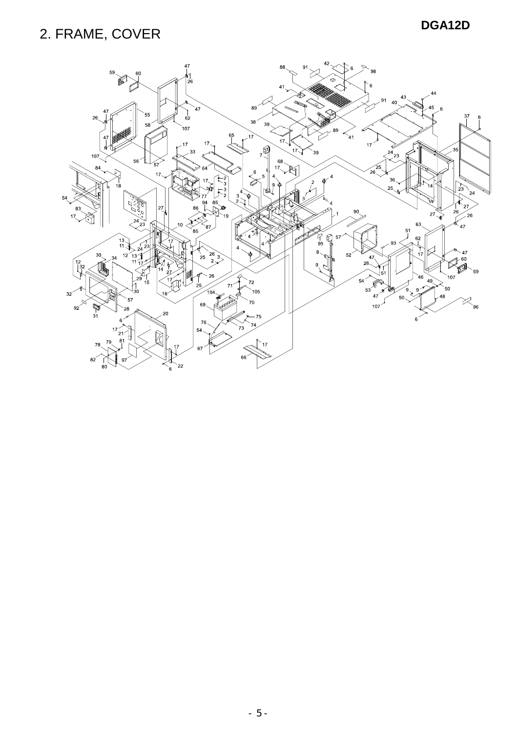# 2. FRAME, COVER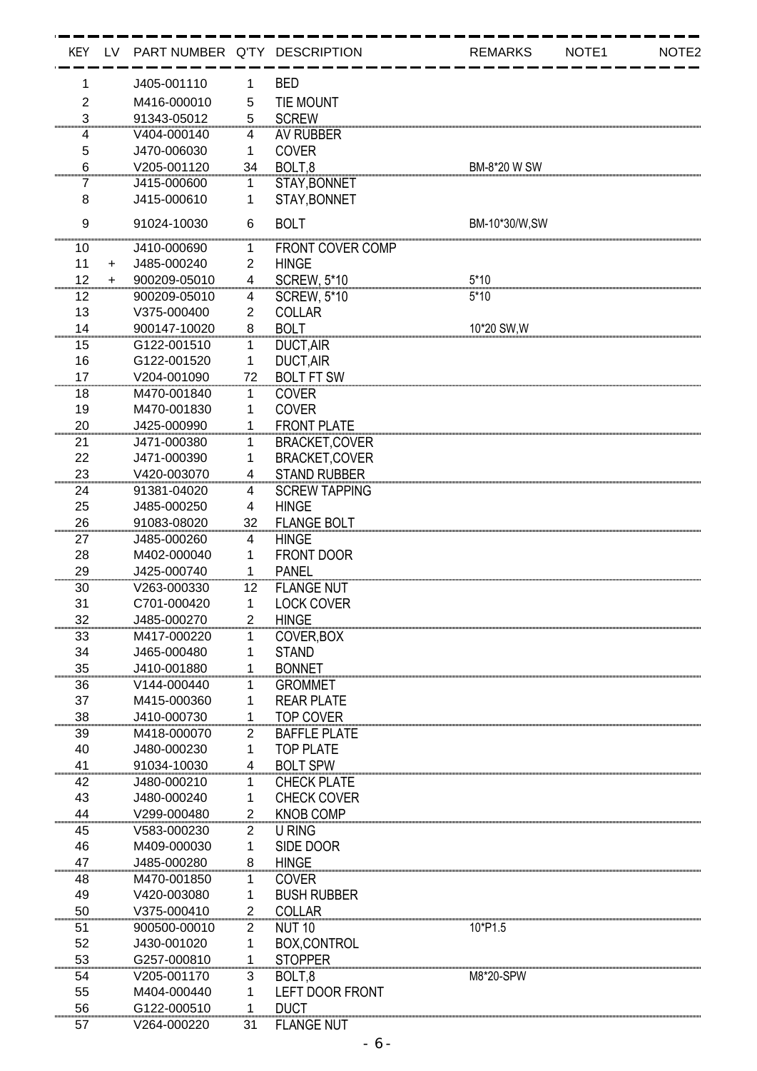| KEY | LV | PART NUMBER | Q'TY | DESCRIPTION | REMARKS | NOTE1 | NOTE2 |
|---|---|---|---|---|---|---|---|
| 1 | | J405-001110 | 1 | BED | | | |
| 2 | | M416-000010 | 5 | TIE MOUNT | | | |
| 3 | | 91343-05012 | 5 | SCREW | | | |
| 4 | | V404-000140 | 4 | AV RUBBER | | | |
| 5 | | J470-006030 | 1 | COVER | | | |
| 6 | | V205-001120 | 34 | BOLT,8 | BM-8*20 W SW | | |
| 7 | | J415-000600 | 1 | STAY,BONNET | | | |
| 8 | | J415-000610 | 1 | STAY,BONNET | | | |
| 9 | | 91024-10030 | 6 | BOLT | BM-10*30/W,SW | | |
| 10 | | J410-000690 | 1 | FRONT COVER COMP | | | |
| 11 | + | J485-000240 | 2 | HINGE | | | |
| 12 | + | 900209-05010 | 4 | SCREW, 5*10 | 5*10 | | |
| 12 | | 900209-05010 | 4 | SCREW, 5*10 | 5*10 | | |
| 13 | | V375-000400 | 2 | COLLAR | | | |
| 14 | | 900147-10020 | 8 | BOLT | 10*20 SW,W | | |
| 15 | | G122-001510 | 1 | DUCT,AIR | | | |
| 16 | | G122-001520 | 1 | DUCT,AIR | | | |
| 17 | | V204-001090 | 72 | BOLT FT SW | | | |
| 18 | | M470-001840 | 1 | COVER | | | |
| 19 | | M470-001830 | 1 | COVER | | | |
| 20 | | J425-000990 | 1 | FRONT PLATE | | | |
| 21 | | J471-000380 | 1 | BRACKET,COVER | | | |
| 22 | | J471-000390 | 1 | BRACKET,COVER | | | |
| 23 | | V420-003070 | 4 | STAND RUBBER | | | |
| 24 | | 91381-04020 | 4 | SCREW TAPPING | | | |
| 25 | | J485-000250 | 4 | HINGE | | | |
| 26 | | 91083-08020 | 32 | FLANGE BOLT | | | |
| 27 | | J485-000260 | 4 | HINGE | | | |
| 28 | | M402-000040 | 1 | FRONT DOOR | | | |
| 29 | | J425-000740 | 1 | PANEL | | | |
| 30 | | V263-000330 | 12 | FLANGE NUT | | | |
| 31 | | C701-000420 | 1 | LOCK COVER | | | |
| 32 | | J485-000270 | 2 | HINGE | | | |
| 33 | | M417-000220 | 1 | COVER,BOX | | | |
| 34 | | J465-000480 | 1 | STAND | | | |
| 35 | | J410-001880 | 1 | BONNET | | | |
| 36 | | V144-000440 | 1 | GROMMET | | | |
| 37 | | M415-000360 | 1 | REAR PLATE | | | |
| 38 | | J410-000730 | 1 | TOP COVER | | | |
| 39 | | M418-000070 | 2 | BAFFLE PLATE | | | |
| 40 | | J480-000230 | 1 | TOP PLATE | | | |
| 41 | | 91034-10030 | 4 | BOLT SPW | | | |
| 42 | | J480-000210 | 1 | CHECK PLATE | | | |
| 43 | | J480-000240 | 1 | CHECK COVER | | | |
| 44 | | V299-000480 | 2 | KNOB COMP | | | |
| 45 | | V583-000230 | 2 | U RING | | | |
| 46 | | M409-000030 | 1 | SIDE DOOR | | | |
| 47 | | J485-000280 | 8 | HINGE | | | |
| 48 | | M470-001850 | 1 | COVER | | | |
| 49 | | V420-003080 | 1 | BUSH RUBBER | | | |
| 50 | | V375-000410 | 2 | COLLAR | | | |
| 51 | | 900500-00010 | 2 | NUT 10 | 10*P1.5 | | |
| 52 | | J430-001020 | 1 | BOX,CONTROL | | | |
| 53 | | G257-000810 | 1 | STOPPER | | | |
| 54 | | V205-001170 | 3 | BOLT,8 | M8*20-SPW | | |
| 55 | | M404-000440 | 1 | LEFT DOOR FRONT | | | |
| 56 | | G122-000510 | 1 | DUCT | | | |
| 57 | | V264-000220 | 31 | FLANGE NUT | | | |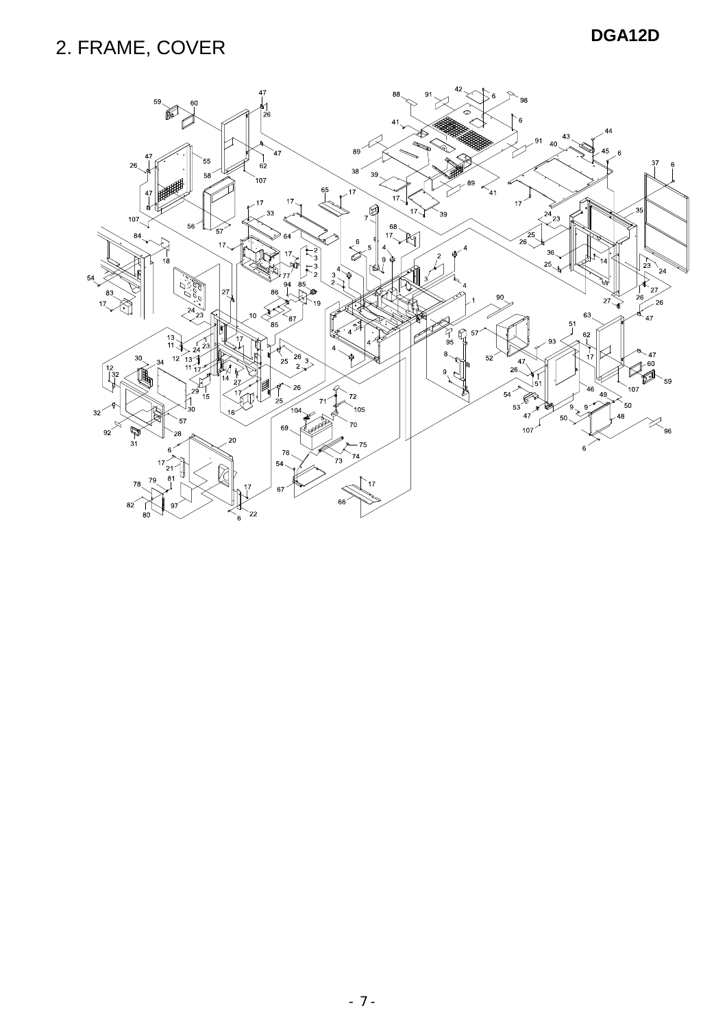# 2. FRAME, COVER

DGA12D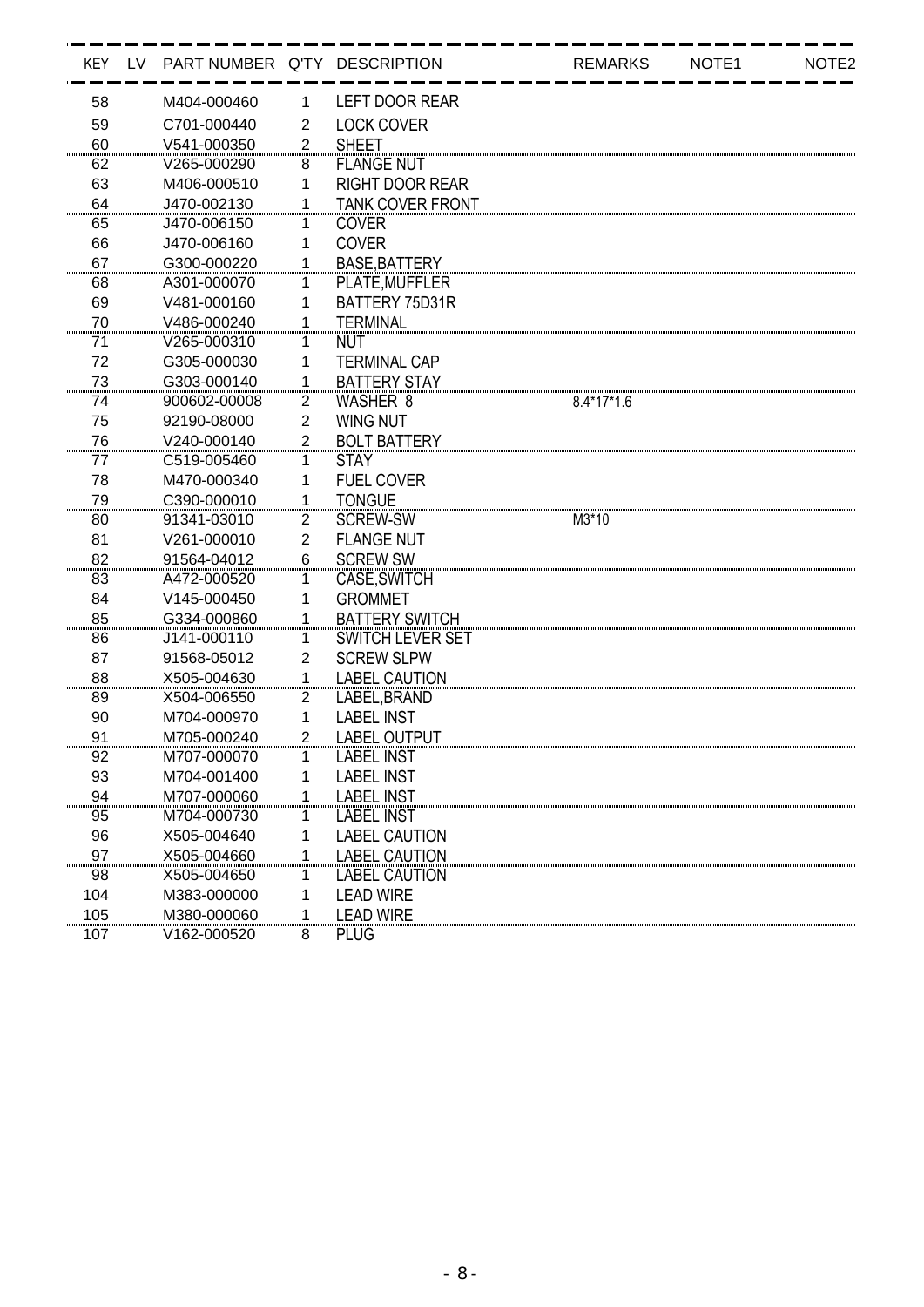| KEY | LV | PART NUMBER | Q'TY | DESCRIPTION | REMARKS | NOTE1 | NOTE2 |
|---|---|---|---|---|---|---|---|
| 58 | | M404-000460 | 1 | LEFT DOOR REAR | | | |
| 59 | | C701-000440 | 2 | LOCK COVER | | | |
| 60 | | V541-000350 | 2 | SHEET | | | |
| 62 | | V265-000290 | 8 | FLANGE NUT | | | |
| 63 | | M406-000510 | 1 | RIGHT DOOR REAR | | | |
| 64 | | J470-002130 | 1 | TANK COVER FRONT | | | |
| 65 | | J470-006150 | 1 | COVER | | | |
| 66 | | J470-006160 | 1 | COVER | | | |
| 67 | | G300-000220 | 1 | BASE,BATTERY | | | |
| 68 | | A301-000070 | 1 | PLATE,MUFFLER | | | |
| 69 | | V481-000160 | 1 | BATTERY 75D31R | | | |
| 70 | | V486-000240 | 1 | TERMINAL | | | |
| 71 | | V265-000310 | 1 | NUT | | | |
| 72 | | G305-000030 | 1 | TERMINAL CAP | | | |
| 73 | | G303-000140 | 1 | BATTERY STAY | | | |
| 74 | | 900602-00008 | 2 | WASHER 8 | 8.4*17*1.6 | | |
| 75 | | 92190-08000 | 2 | WING NUT | | | |
| 76 | | V240-000140 | 2 | BOLT BATTERY | | | |
| 77 | | C519-005460 | 1 | STAY | | | |
| 78 | | M470-000340 | 1 | FUEL COVER | | | |
| 79 | | C390-000010 | 1 | TONGUE | | | |
| 80 | | 91341-03010 | 2 | SCREW-SW | M3*10 | | |
| 81 | | V261-000010 | 2 | FLANGE NUT | | | |
| 82 | | 91564-04012 | 6 | SCREW SW | | | |
| 83 | | A472-000520 | 1 | CASE,SWITCH | | | |
| 84 | | V145-000450 | 1 | GROMMET | | | |
| 85 | | G334-000860 | 1 | BATTERY SWITCH | | | |
| 86 | | J141-000110 | 1 | SWITCH LEVER SET | | | |
| 87 | | 91568-05012 | 2 | SCREW SLPW | | | |
| 88 | | X505-004630 | 1 | LABEL CAUTION | | | |
| 89 | | X504-006550 | 2 | LABEL,BRAND | | | |
| 90 | | M704-000970 | 1 | LABEL INST | | | |
| 91 | | M705-000240 | 2 | LABEL OUTPUT | | | |
| 92 | | M707-000070 | 1 | LABEL INST | | | |
| 93 | | M704-001400 | 1 | LABEL INST | | | |
| 94 | | M707-000060 | 1 | LABEL INST | | | |
| 95 | | M704-000730 | 1 | LABEL INST | | | |
| 96 | | X505-004640 | 1 | LABEL CAUTION | | | |
| 97 | | X505-004660 | 1 | LABEL CAUTION | | | |
| 98 | | X505-004650 | 1 | LABEL CAUTION | | | |
| 104 | | M383-000000 | 1 | LEAD WIRE | | | |
| 105 | | M380-000060 | 1 | LEAD WIRE | | | |
| 107 | | V162-000520 | 8 | PLUG | | | |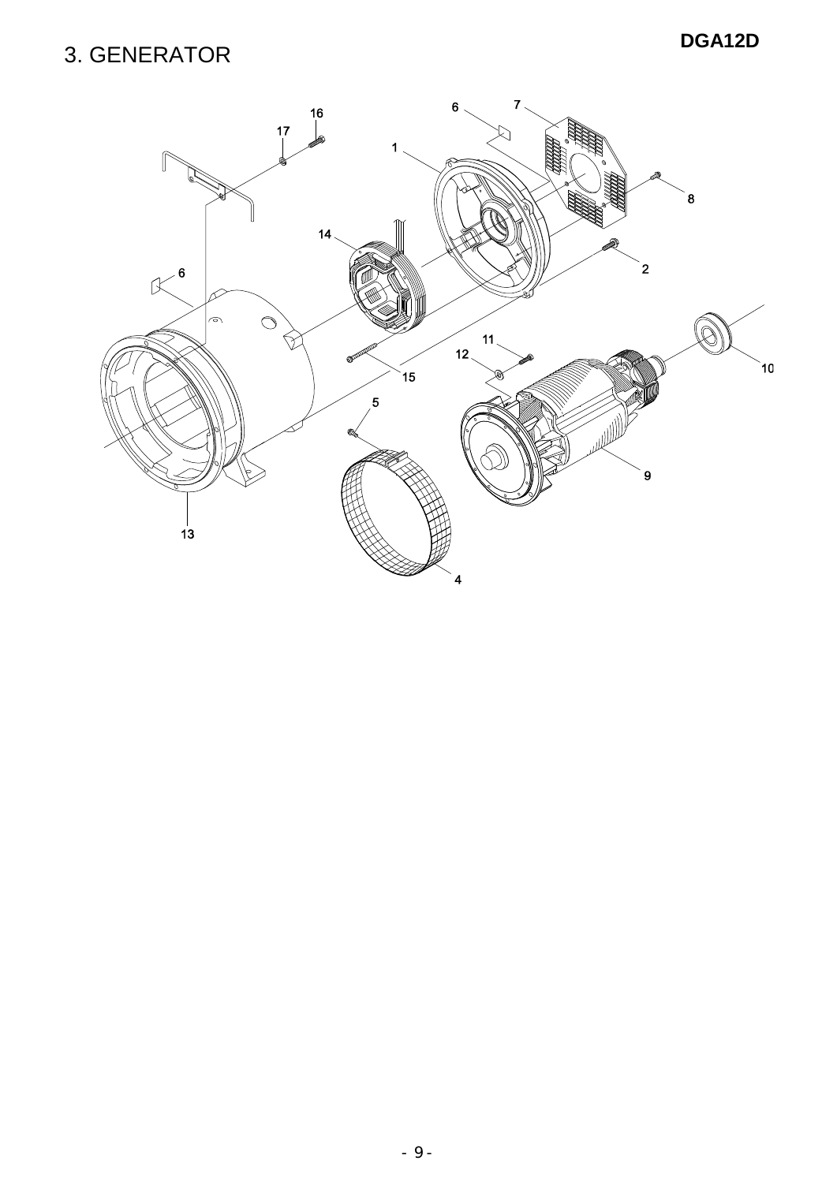# 3. GENERATOR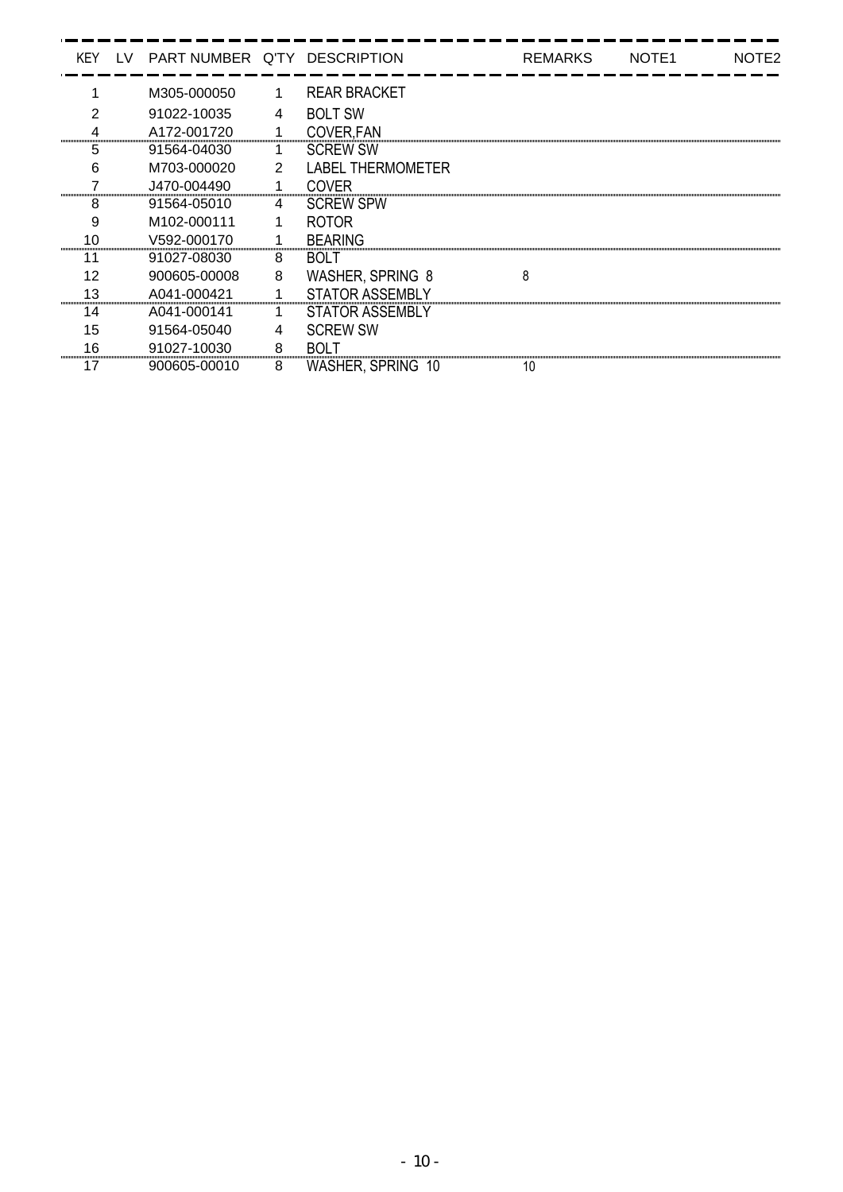| KEY | LV | PART NUMBER | Q'TY | DESCRIPTION | REMARKS | NOTE1 | NOTE2 |
|---|---|---|---|---|---|---|---|
| 1 | | M305-000050 | 1 | REAR BRACKET | | | |
| 2 | | 91022-10035 | 4 | BOLT SW | | | |
| 4 | | A172-001720 | 1 | COVER,FAN | | | |
| 5 | | 91564-04030 | 1 | SCREW SW | | | |
| 6 | | M703-000020 | 2 | LABEL THERMOMETER | | | |
| 7 | | J470-004490 | 1 | COVER | | | |
| 8 | | 91564-05010 | 4 | SCREW SPW | | | |
| 9 | | M102-000111 | 1 | ROTOR | | | |
| 10 | | V592-000170 | 1 | BEARING | | | |
| 11 | | 91027-08030 | 8 | BOLT | | | |
| 12 | | 900605-00008 | 8 | WASHER, SPRING 8 | 8 | | |
| 13 | | A041-000421 | 1 | STATOR ASSEMBLY | | | |
| 14 | | A041-000141 | 1 | STATOR ASSEMBLY | | | |
| 15 | | 91564-05040 | 4 | SCREW SW | | | |
| 16 | | 91027-10030 | 8 | BOLT | | | |
| 17 | | 900605-00010 | 8 | WASHER, SPRING 10 | 10 | | |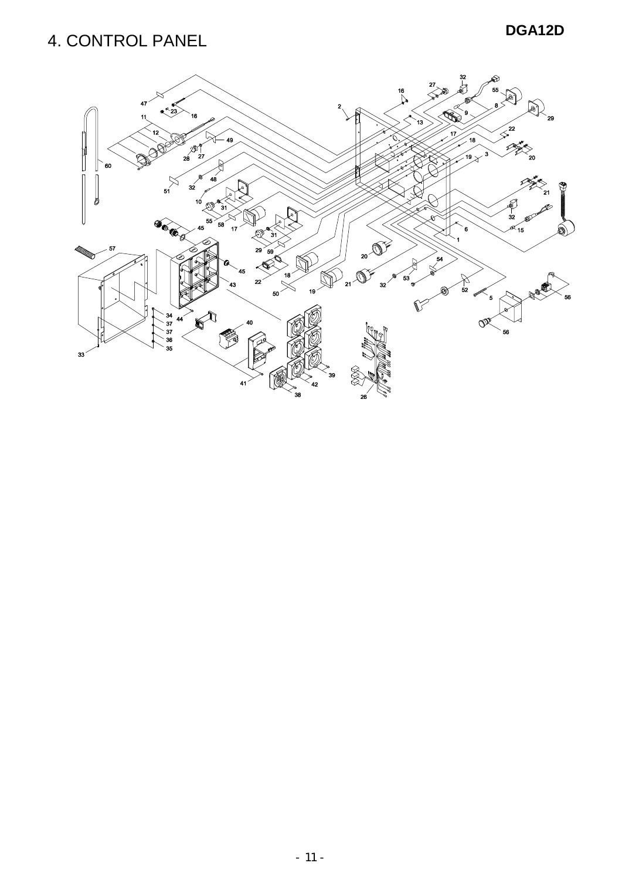# 4. CONTROL PANEL

**DGA12D**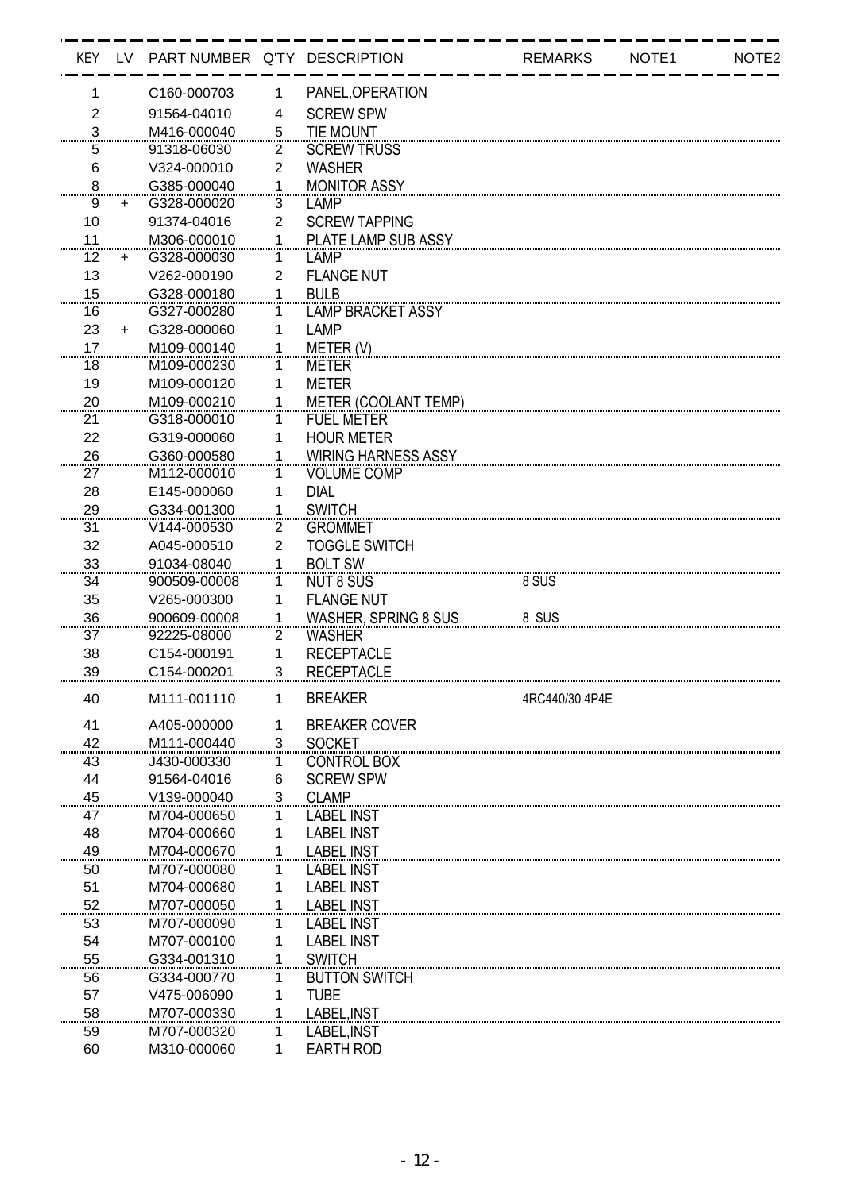| KEY | LV | PART NUMBER | Q'TY | DESCRIPTION | REMARKS | NOTE1 | NOTE2 |
|---|---|---|---|---|---|---|---|
| 1 | | C160-000703 | 1 | PANEL,OPERATION | | | |
| 2 | | 91564-04010 | 4 | SCREW SPW | | | |
| 3 | | M416-000040 | 5 | TIE MOUNT | | | |
| 5 | | 91318-06030 | 2 | SCREW TRUSS | | | |
| 6 | | V324-000010 | 2 | WASHER | | | |
| 8 | | G385-000040 | 1 | MONITOR ASSY | | | |
| 9 | + | G328-000020 | 3 | LAMP | | | |
| 10 | | 91374-04016 | 2 | SCREW TAPPING | | | |
| 11 | | M306-000010 | 1 | PLATE LAMP SUB ASSY | | | |
| 12 | + | G328-000030 | 1 | LAMP | | | |
| 13 | | V262-000190 | 2 | FLANGE NUT | | | |
| 15 | | G328-000180 | 1 | BULB | | | |
| 16 | | G327-000280 | 1 | LAMP BRACKET ASSY | | | |
| 23 | + | G328-000060 | 1 | LAMP | | | |
| 17 | | M109-000140 | 1 | METER (V) | | | |
| 18 | | M109-000230 | 1 | METER | | | |
| 19 | | M109-000120 | 1 | METER | | | |
| 20 | | M109-000210 | 1 | METER (COOLANT TEMP) | | | |
| 21 | | G318-000010 | 1 | FUEL METER | | | |
| 22 | | G319-000060 | 1 | HOUR METER | | | |
| 26 | | G360-000580 | 1 | WIRING HARNESS ASSY | | | |
| 27 | | M112-000010 | 1 | VOLUME COMP | | | |
| 28 | | E145-000060 | 1 | DIAL | | | |
| 29 | | G334-001300 | 1 | SWITCH | | | |
| 31 | | V144-000530 | 2 | GROMMET | | | |
| 32 | | A045-000510 | 2 | TOGGLE SWITCH | | | |
| 33 | | 91034-08040 | 1 | BOLT SW | | | |
| 34 | | 900509-00008 | 1 | NUT 8 SUS | 8 SUS | | |
| 35 | | V265-000300 | 1 | FLANGE NUT | | | |
| 36 | | 900609-00008 | 1 | WASHER, SPRING 8 SUS | 8 SUS | | |
| 37 | | 92225-08000 | 2 | WASHER | | | |
| 38 | | C154-000191 | 1 | RECEPTACLE | | | |
| 39 | | C154-000201 | 3 | RECEPTACLE | | | |
| 40 | | M111-001110 | 1 | BREAKER | 4RC440/30 4P4E | | |
| 41 | | A405-000000 | 1 | BREAKER COVER | | | |
| 42 | | M111-000440 | 3 | SOCKET | | | |
| 43 | | J430-000330 | 1 | CONTROL BOX | | | |
| 44 | | 91564-04016 | 6 | SCREW SPW | | | |
| 45 | | V139-000040 | 3 | CLAMP | | | |
| 47 | | M704-000650 | 1 | LABEL INST | | | |
| 48 | | M704-000660 | 1 | LABEL INST | | | |
| 49 | | M704-000670 | 1 | LABEL INST | | | |
| 50 | | M707-000080 | 1 | LABEL INST | | | |
| 51 | | M704-000680 | 1 | LABEL INST | | | |
| 52 | | M707-000050 | 1 | LABEL INST | | | |
| 53 | | M707-000090 | 1 | LABEL INST | | | |
| 54 | | M707-000100 | 1 | LABEL INST | | | |
| 55 | | G334-001310 | 1 | SWITCH | | | |
| 56 | | G334-000770 | 1 | BUTTON SWITCH | | | |
| 57 | | V475-006090 | 1 | TUBE | | | |
| 58 | | M707-000330 | 1 | LABEL,INST | | | |
| 59 | | M707-000320 | 1 | LABEL,INST | | | |
| 60 | | M310-000060 | 1 | EARTH ROD | | | |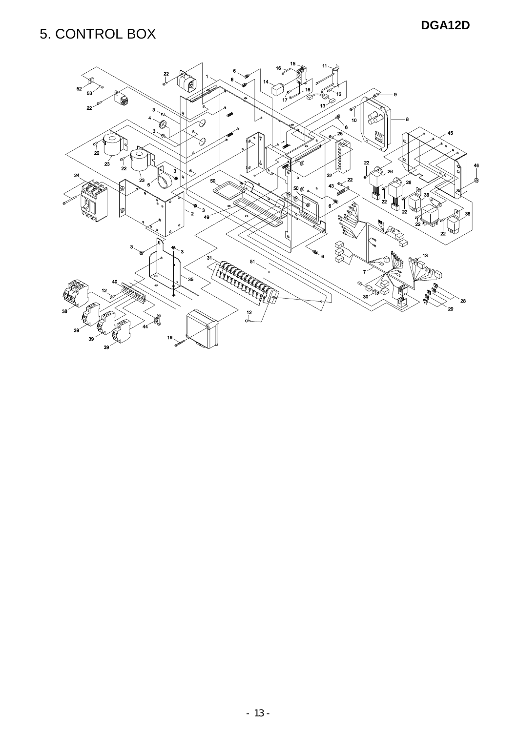# 5. CONTROL BOX

DGA12D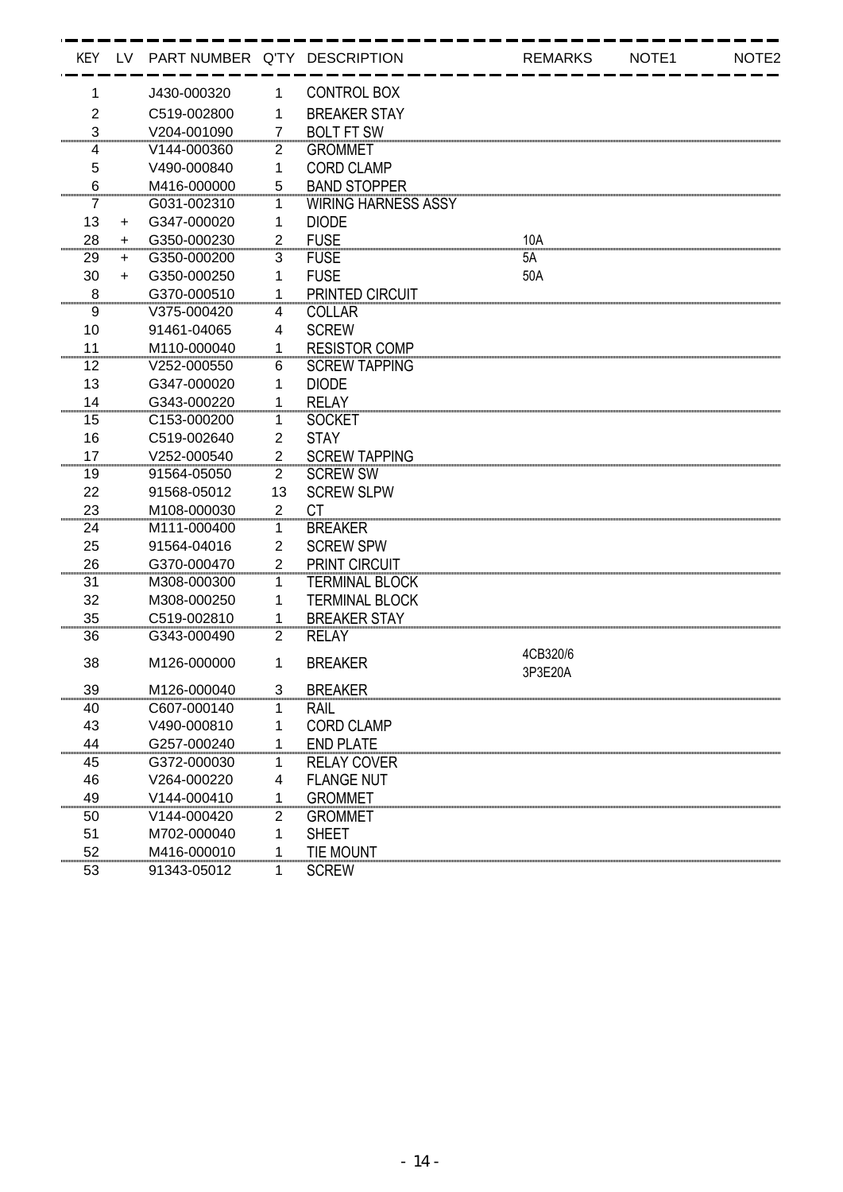| KEY | LV | PART NUMBER | Q'TY | DESCRIPTION | REMARKS | NOTE1 | NOTE2 |
|---|---|---|---|---|---|---|---|
| 1 | | J430-000320 | 1 | CONTROL BOX | | | |
| 2 | | C519-002800 | 1 | BREAKER STAY | | | |
| 3 | | V204-001090 | 7 | BOLT FT SW | | | |
| 4 | | V144-000360 | 2 | GROMMET | | | |
| 5 | | V490-000840 | 1 | CORD CLAMP | | | |
| 6 | | M416-000000 | 5 | BAND STOPPER | | | |
| 7 | | G031-002310 | 1 | WIRING HARNESS ASSY | | | |
| 13 | + | G347-000020 | 1 | DIODE | | | |
| 28 | + | G350-000230 | 2 | FUSE | 10A | | |
| 29 | + | G350-000200 | 3 | FUSE | 5A | | |
| 30 | + | G350-000250 | 1 | FUSE | 50A | | |
| 8 | | G370-000510 | 1 | PRINTED CIRCUIT | | | |
| 9 | | V375-000420 | 4 | COLLAR | | | |
| 10 | | 91461-04065 | 4 | SCREW | | | |
| 11 | | M110-000040 | 1 | RESISTOR COMP | | | |
| 12 | | V252-000550 | 6 | SCREW TAPPING | | | |
| 13 | | G347-000020 | 1 | DIODE | | | |
| 14 | | G343-000220 | 1 | RELAY | | | |
| 15 | | C153-000200 | 1 | SOCKET | | | |
| 16 | | C519-002640 | 2 | STAY | | | |
| 17 | | V252-000540 | 2 | SCREW TAPPING | | | |
| 19 | | 91564-05050 | 2 | SCREW SW | | | |
| 22 | | 91568-05012 | 13 | SCREW SLPW | | | |
| 23 | | M108-000030 | 2 | CT | | | |
| 24 | | M111-000400 | 1 | BREAKER | | | |
| 25 | | 91564-04016 | 2 | SCREW SPW | | | |
| 26 | | G370-000470 | 2 | PRINT CIRCUIT | | | |
| 31 | | M308-000300 | 1 | TERMINAL BLOCK | | | |
| 32 | | M308-000250 | 1 | TERMINAL BLOCK | | | |
| 35 | | C519-002810 | 1 | BREAKER STAY | | | |
| 36 | | G343-000490 | 2 | RELAY | | | |
| 38 | | M126-000000 | 1 | BREAKER | 4CB320/6 3P3E20A | | |
| 39 | | M126-000040 | 3 | BREAKER | | | |
| 40 | | C607-000140 | 1 | RAIL | | | |
| 43 | | V490-000810 | 1 | CORD CLAMP | | | |
| 44 | | G257-000240 | 1 | END PLATE | | | |
| 45 | | G372-000030 | 1 | RELAY COVER | | | |
| 46 | | V264-000220 | 4 | FLANGE NUT | | | |
| 49 | | V144-000410 | 1 | GROMMET | | | |
| 50 | | V144-000420 | 2 | GROMMET | | | |
| 51 | | M702-000040 | 1 | SHEET | | | |
| 52 | | M416-000010 | 1 | TIE MOUNT | | | |
| 53 | | 91343-05012 | 1 | SCREW | | | |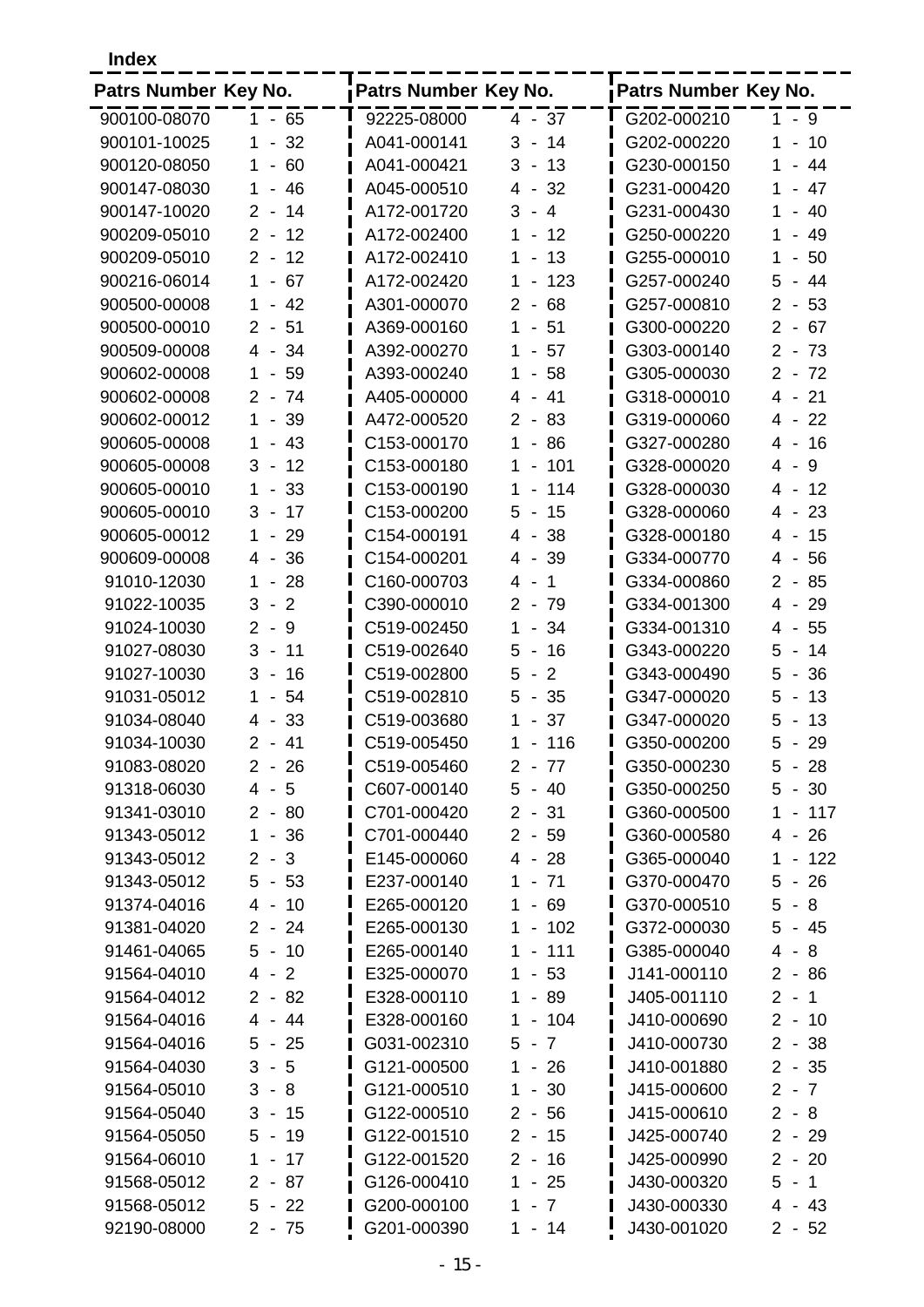**Index**

| Patrs Number | Key No. | Patrs Number | Key No. | Patrs Number | Key No. |
|---|---|---|---|---|---|
| 900100-08070 | 1 - 65 | 92225-08000 | 4 - 37 | G202-000210 | 1 - 9 |
| 900101-10025 | 1 - 32 | A041-000141 | 3 - 14 | G202-000220 | 1 - 10 |
| 900120-08050 | 1 - 60 | A041-000421 | 3 - 13 | G230-000150 | 1 - 44 |
| 900147-08030 | 1 - 46 | A045-000510 | 4 - 32 | G231-000420 | 1 - 47 |
| 900147-10020 | 2 - 14 | A172-001720 | 3 - 4 | G231-000430 | 1 - 40 |
| 900209-05010 | 2 - 12 | A172-002400 | 1 - 12 | G250-000220 | 1 - 49 |
| 900209-05010 | 2 - 12 | A172-002410 | 1 - 13 | G255-000010 | 1 - 50 |
| 900216-06014 | 1 - 67 | A172-002420 | 1 - 123 | G257-000240 | 5 - 44 |
| 900500-00008 | 1 - 42 | A301-000070 | 2 - 68 | G257-000810 | 2 - 53 |
| 900500-00010 | 2 - 51 | A369-000160 | 1 - 51 | G300-000220 | 2 - 67 |
| 900509-00008 | 4 - 34 | A392-000270 | 1 - 57 | G303-000140 | 2 - 73 |
| 900602-00008 | 1 - 59 | A393-000240 | 1 - 58 | G305-000030 | 2 - 72 |
| 900602-00008 | 2 - 74 | A405-000000 | 4 - 41 | G318-000010 | 4 - 21 |
| 900602-00012 | 1 - 39 | A472-000520 | 2 - 83 | G319-000060 | 4 - 22 |
| 900605-00008 | 1 - 43 | C153-000170 | 1 - 86 | G327-000280 | 4 - 16 |
| 900605-00008 | 3 - 12 | C153-000180 | 1 - 101 | G328-000020 | 4 - 9 |
| 900605-00010 | 1 - 33 | C153-000190 | 1 - 114 | G328-000030 | 4 - 12 |
| 900605-00010 | 3 - 17 | C153-000200 | 5 - 15 | G328-000060 | 4 - 23 |
| 900605-00012 | 1 - 29 | C154-000191 | 4 - 38 | G328-000180 | 4 - 15 |
| 900609-00008 | 4 - 36 | C154-000201 | 4 - 39 | G334-000770 | 4 - 56 |
| 91010-12030 | 1 - 28 | C160-000703 | 4 - 1 | G334-000860 | 2 - 85 |
| 91022-10035 | 3 - 2 | C390-000010 | 2 - 79 | G334-001300 | 4 - 29 |
| 91024-10030 | 2 - 9 | C519-002450 | 1 - 34 | G334-001310 | 4 - 55 |
| 91027-08030 | 3 - 11 | C519-002640 | 5 - 16 | G343-000220 | 5 - 14 |
| 91027-10030 | 3 - 16 | C519-002800 | 5 - 2 | G343-000490 | 5 - 36 |
| 91031-05012 | 1 - 54 | C519-002810 | 5 - 35 | G347-000020 | 5 - 13 |
| 91034-08040 | 4 - 33 | C519-003680 | 1 - 37 | G347-000020 | 5 - 13 |
| 91034-10030 | 2 - 41 | C519-005450 | 1 - 116 | G350-000200 | 5 - 29 |
| 91083-08020 | 2 - 26 | C519-005460 | 2 - 77 | G350-000230 | 5 - 28 |
| 91318-06030 | 4 - 5 | C607-000140 | 5 - 40 | G350-000250 | 5 - 30 |
| 91341-03010 | 2 - 80 | C701-000420 | 2 - 31 | G360-000500 | 1 - 117 |
| 91343-05012 | 1 - 36 | C701-000440 | 2 - 59 | G360-000580 | 4 - 26 |
| 91343-05012 | 2 - 3 | E145-000060 | 4 - 28 | G365-000040 | 1 - 122 |
| 91343-05012 | 5 - 53 | E237-000140 | 1 - 71 | G370-000470 | 5 - 26 |
| 91374-04016 | 4 - 10 | E265-000120 | 1 - 69 | G370-000510 | 5 - 8 |
| 91381-04020 | 2 - 24 | E265-000130 | 1 - 102 | G372-000030 | 5 - 45 |
| 91461-04065 | 5 - 10 | E265-000140 | 1 - 111 | G385-000040 | 4 - 8 |
| 91564-04010 | 4 - 2 | E325-000070 | 1 - 53 | J141-000110 | 2 - 86 |
| 91564-04012 | 2 - 82 | E328-000110 | 1 - 89 | J405-001110 | 2 - 1 |
| 91564-04016 | 4 - 44 | E328-000160 | 1 - 104 | J410-000690 | 2 - 10 |
| 91564-04016 | 5 - 25 | G031-002310 | 5 - 7 | J410-000730 | 2 - 38 |
| 91564-04030 | 3 - 5 | G121-000500 | 1 - 26 | J410-001880 | 2 - 35 |
| 91564-05010 | 3 - 8 | G121-000510 | 1 - 30 | J415-000600 | 2 - 7 |
| 91564-05040 | 3 - 15 | G122-000510 | 2 - 56 | J415-000610 | 2 - 8 |
| 91564-05050 | 5 - 19 | G122-001510 | 2 - 15 | J425-000740 | 2 - 29 |
| 91564-06010 | 1 - 17 | G122-001520 | 2 - 16 | J425-000990 | 2 - 20 |
| 91568-05012 | 2 - 87 | G126-000410 | 1 - 25 | J430-000320 | 5 - 1 |
| 91568-05012 | 5 - 22 | G200-000100 | 1 - 7 | J430-000330 | 4 - 43 |
| 92190-08000 | 2 - 75 | G201-000390 | 1 - 14 | J430-001020 | 2 - 52 |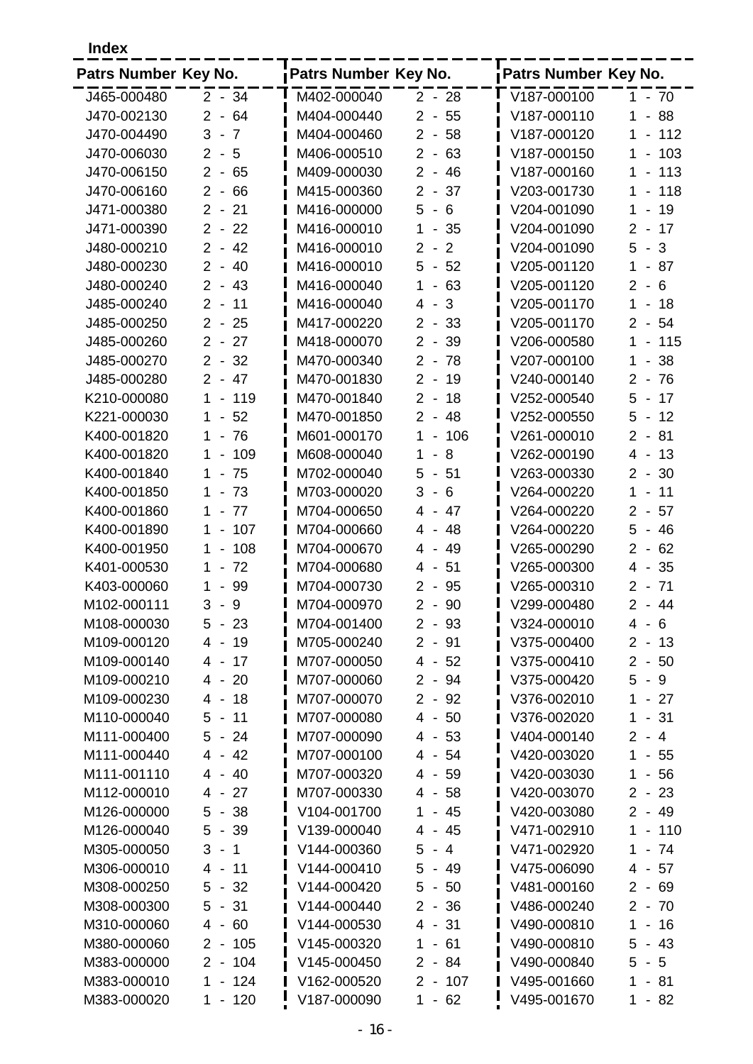**Index**

| Patrs Number | Key No. |
|---|---|
| J465-000480 | 2 - 34 |
| J470-002130 | 2 - 64 |
| J470-004490 | 3 - 7 |
| J470-006030 | 2 - 5 |
| J470-006150 | 2 - 65 |
| J470-006160 | 2 - 66 |
| J471-000380 | 2 - 21 |
| J471-000390 | 2 - 22 |
| J480-000210 | 2 - 42 |
| J480-000230 | 2 - 40 |
| J480-000240 | 2 - 43 |
| J485-000240 | 2 - 11 |
| J485-000250 | 2 - 25 |
| J485-000260 | 2 - 27 |
| J485-000270 | 2 - 32 |
| J485-000280 | 2 - 47 |
| K210-000080 | 1 - 119 |
| K221-000030 | 1 - 52 |
| K400-001820 | 1 - 76 |
| K400-001820 | 1 - 109 |
| K400-001840 | 1 - 75 |
| K400-001850 | 1 - 73 |
| K400-001860 | 1 - 77 |
| K400-001890 | 1 - 107 |
| K400-001950 | 1 - 108 |
| K401-000530 | 1 - 72 |
| K403-000060 | 1 - 99 |
| M102-000111 | 3 - 9 |
| M108-000030 | 5 - 23 |
| M109-000120 | 4 - 19 |
| M109-000140 | 4 - 17 |
| M109-000210 | 4 - 20 |
| M109-000230 | 4 - 18 |
| M110-000040 | 5 - 11 |
| M111-000400 | 5 - 24 |
| M111-000440 | 4 - 42 |
| M111-001110 | 4 - 40 |
| M112-000010 | 4 - 27 |
| M126-000000 | 5 - 38 |
| M126-000040 | 5 - 39 |
| M305-000050 | 3 - 1 |
| M306-000010 | 4 - 11 |
| M308-000250 | 5 - 32 |
| M308-000300 | 5 - 31 |
| M310-000060 | 4 - 60 |
| M380-000060 | 2 - 105 |
| M383-000000 | 2 - 104 |
| M383-000010 | 1 - 124 |
| M383-000020 | 1 - 120 |
| M402-000040 | 2 - 28 |
| M404-000440 | 2 - 55 |
| M404-000460 | 2 - 58 |
| M406-000510 | 2 - 63 |
| M409-000030 | 2 - 46 |
| M415-000360 | 2 - 37 |
| M416-000000 | 5 - 6 |
| M416-000010 | 1 - 35 |
| M416-000010 | 2 - 2 |
| M416-000010 | 5 - 52 |
| M416-000040 | 1 - 63 |
| M416-000040 | 4 - 3 |
| M417-000220 | 2 - 33 |
| M418-000070 | 2 - 39 |
| M470-000340 | 2 - 78 |
| M470-001830 | 2 - 19 |
| M470-001840 | 2 - 18 |
| M470-001850 | 2 - 48 |
| M601-000170 | 1 - 106 |
| M608-000040 | 1 - 8 |
| M702-000040 | 5 - 51 |
| M703-000020 | 3 - 6 |
| M704-000650 | 4 - 47 |
| M704-000660 | 4 - 48 |
| M704-000670 | 4 - 49 |
| M704-000680 | 4 - 51 |
| M704-000730 | 2 - 95 |
| M704-000970 | 2 - 90 |
| M704-001400 | 2 - 93 |
| M705-000240 | 2 - 91 |
| M707-000050 | 4 - 52 |
| M707-000060 | 2 - 94 |
| M707-000070 | 2 - 92 |
| M707-000080 | 4 - 50 |
| M707-000090 | 4 - 53 |
| M707-000100 | 4 - 54 |
| M707-000320 | 4 - 59 |
| M707-000330 | 4 - 58 |
| V104-001700 | 1 - 45 |
| V139-000040 | 4 - 45 |
| V144-000360 | 5 - 4 |
| V144-000410 | 5 - 49 |
| V144-000420 | 5 - 50 |
| V144-000440 | 2 - 36 |
| V144-000530 | 4 - 31 |
| V145-000320 | 1 - 61 |
| V145-000450 | 2 - 84 |
| V162-000520 | 2 - 107 |
| V187-000090 | 1 - 62 |
| V187-000100 | 1 - 70 |
| V187-000110 | 1 - 88 |
| V187-000120 | 1 - 112 |
| V187-000150 | 1 - 103 |
| V187-000160 | 1 - 113 |
| V203-001730 | 1 - 118 |
| V204-001090 | 1 - 19 |
| V204-001090 | 2 - 17 |
| V204-001090 | 5 - 3 |
| V205-001120 | 1 - 87 |
| V205-001120 | 2 - 6 |
| V205-001170 | 1 - 18 |
| V205-001170 | 2 - 54 |
| V206-000580 | 1 - 115 |
| V207-000100 | 1 - 38 |
| V240-000140 | 2 - 76 |
| V252-000540 | 5 - 17 |
| V252-000550 | 5 - 12 |
| V261-000010 | 2 - 81 |
| V262-000190 | 4 - 13 |
| V263-000330 | 2 - 30 |
| V264-000220 | 1 - 11 |
| V264-000220 | 2 - 57 |
| V264-000220 | 5 - 46 |
| V265-000290 | 2 - 62 |
| V265-000300 | 4 - 35 |
| V265-000310 | 2 - 71 |
| V299-000480 | 2 - 44 |
| V324-000010 | 4 - 6 |
| V375-000400 | 2 - 13 |
| V375-000410 | 2 - 50 |
| V375-000420 | 5 - 9 |
| V376-002010 | 1 - 27 |
| V376-002020 | 1 - 31 |
| V404-000140 | 2 - 4 |
| V420-003020 | 1 - 55 |
| V420-003030 | 1 - 56 |
| V420-003070 | 2 - 23 |
| V420-003080 | 2 - 49 |
| V471-002910 | 1 - 110 |
| V471-002920 | 1 - 74 |
| V475-006090 | 4 - 57 |
| V481-000160 | 2 - 69 |
| V486-000240 | 2 - 70 |
| V490-000810 | 1 - 16 |
| V490-000810 | 5 - 43 |
| V490-000840 | 5 - 5 |
| V495-001660 | 1 - 81 |
| V495-001670 | 1 - 82 |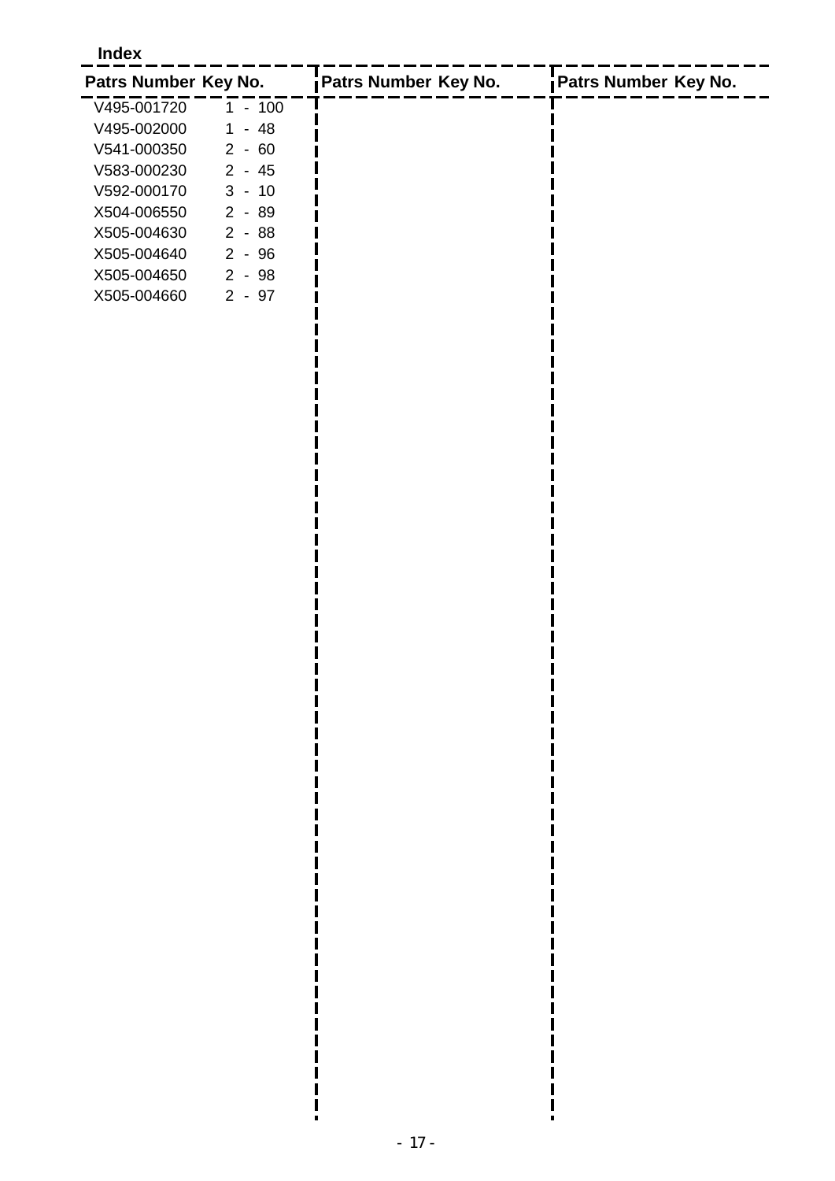## Index

| Patrs Number | Key No. | Patrs Number | Key No. | Patrs Number | Key No. |
|---|---|---|---|---|---|
| V495-001720 | 1 - 100 | | | | |
| V495-002000 | 1 - 48 | | | | |
| V541-000350 | 2 - 60 | | | | |
| V583-000230 | 2 - 45 | | | | |
| V592-000170 | 3 - 10 | | | | |
| X504-006550 | 2 - 89 | | | | |
| X505-004630 | 2 - 88 | | | | |
| X505-004640 | 2 - 96 | | | | |
| X505-004650 | 2 - 98 | | | | |
| X505-004660 | 2 - 97 | | | | |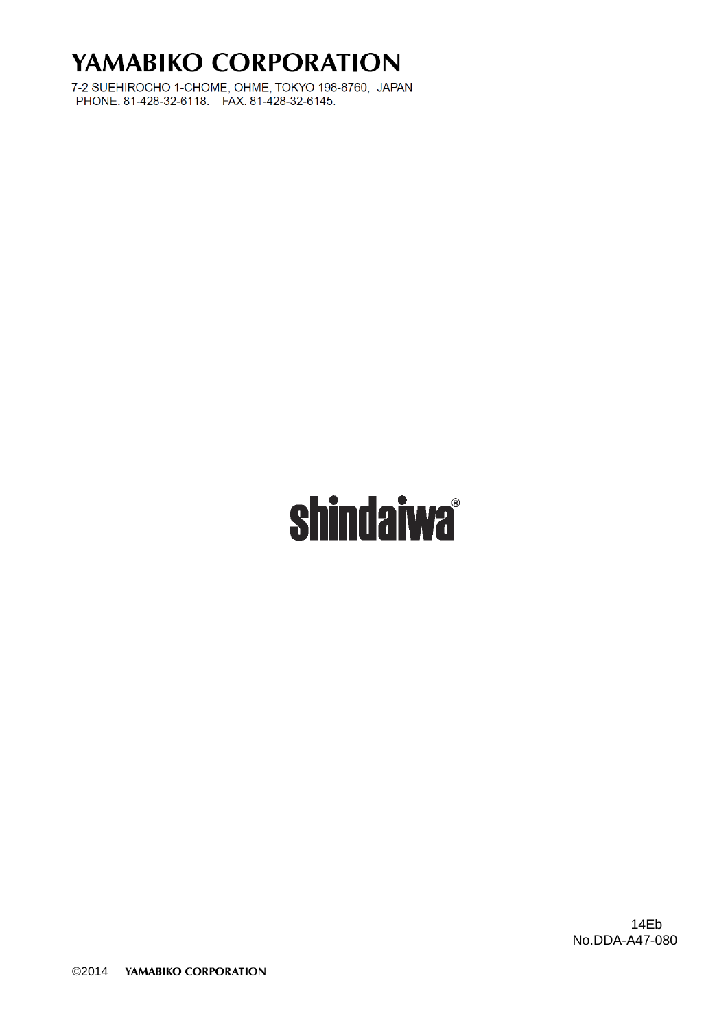# YAMABIKO CORPORATION

7-2 SUEHIROCHO 1-CHOME, OHME, TOKYO 198-8760, JAPAN
PHONE: 81-428-32-6118. FAX: 81-428-32-6145.

shindaiwa®

14Eb
No.DDA-A47-080

©2014 YAMABIKO CORPORATION